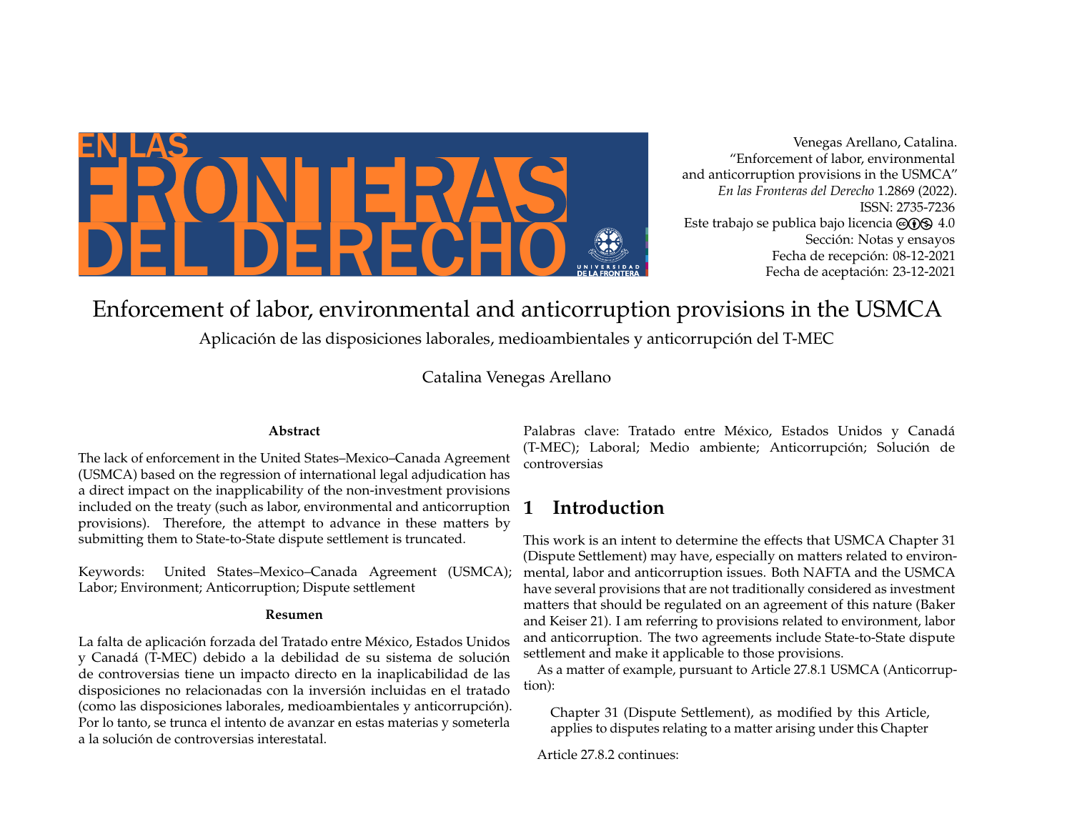Venegas Arellano, Catalina.
"Enforcement of labor, environmental and anticorruption provisions in the USMCA"
*En las Fronteras del Derecho* 1.2869 (2022).
ISSN: 2735-7236
Este trabajo se publica bajo licencia CC BY NC 4.0
Sección: Notas y ensayos
Fecha de recepción: 08-12-2021
Fecha de aceptación: 23-12-2021

# Enforcement of labor, environmental and anticorruption provisions in the USMCA

Aplicación de las disposiciones laborales, medioambientales y anticorrupción del T-MEC

Catalina Venegas Arellano

**Abstract**

The lack of enforcement in the United States–Mexico–Canada Agreement (USMCA) based on the regression of international legal adjudication has a direct impact on the inapplicability of the non-investment provisions included on the treaty (such as labor, environmental and anticorruption provisions). Therefore, the attempt to advance in these matters by submitting them to State-to-State dispute settlement is truncated.

Keywords: United States–Mexico–Canada Agreement (USMCA); Labor; Environment; Anticorruption; Dispute settlement

**Resumen**

La falta de aplicación forzada del Tratado entre México, Estados Unidos y Canadá (T-MEC) debido a la debilidad de su sistema de solución de controversias tiene un impacto directo en la inaplicabilidad de las disposiciones no relacionadas con la inversión incluidas en el tratado (como las disposiciones laborales, medioambientales y anticorrupción). Por lo tanto, se trunca el intento de avanzar en estas materias y someterla a la solución de controversias interestatal.

Palabras clave: Tratado entre México, Estados Unidos y Canadá (T-MEC); Laboral; Medio ambiente; Anticorrupción; Solución de controversias

## 1 Introduction

This work is an intent to determine the effects that USMCA Chapter 31 (Dispute Settlement) may have, especially on matters related to environmental, labor and anticorruption issues. Both NAFTA and the USMCA have several provisions that are not traditionally considered as investment matters that should be regulated on an agreement of this nature (Baker and Keiser 21). I am referring to provisions related to environment, labor and anticorruption. The two agreements include State-to-State dispute settlement and make it applicable to those provisions.

As a matter of example, pursuant to Article 27.8.1 USMCA (Anticorruption):

> Chapter 31 (Dispute Settlement), as modified by this Article, applies to disputes relating to a matter arising under this Chapter

Article 27.8.2 continues: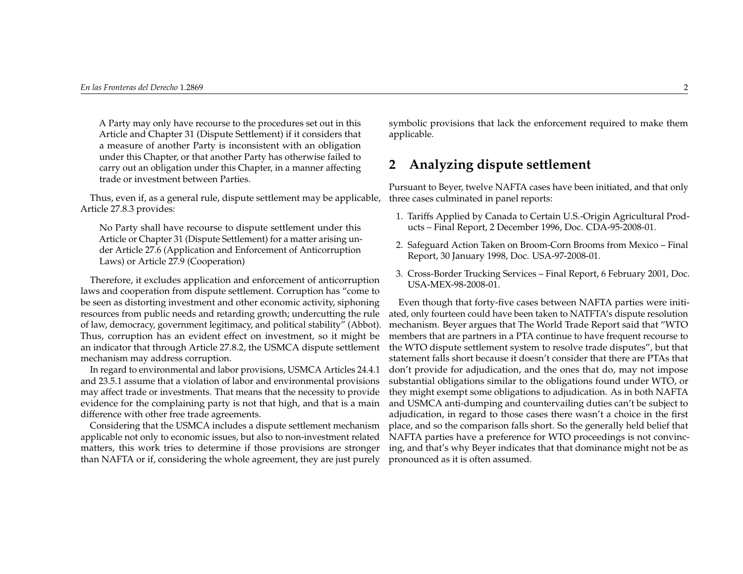> A Party may only have recourse to the procedures set out in this Article and Chapter 31 (Dispute Settlement) if it considers that a measure of another Party is inconsistent with an obligation under this Chapter, or that another Party has otherwise failed to carry out an obligation under this Chapter, in a manner affecting trade or investment between Parties.

Thus, even if, as a general rule, dispute settlement may be applicable, Article 27.8.3 provides:

> No Party shall have recourse to dispute settlement under this Article or Chapter 31 (Dispute Settlement) for a matter arising under Article 27.6 (Application and Enforcement of Anticorruption Laws) or Article 27.9 (Cooperation)

Therefore, it excludes application and enforcement of anticorruption laws and cooperation from dispute settlement. Corruption has "come to be seen as distorting investment and other economic activity, siphoning resources from public needs and retarding growth; undercutting the rule of law, democracy, government legitimacy, and political stability" (Abbot). Thus, corruption has an evident effect on investment, so it might be an indicator that through Article 27.8.2, the USMCA dispute settlement mechanism may address corruption.

In regard to environmental and labor provisions, USMCA Articles 24.4.1 and 23.5.1 assume that a violation of labor and environmental provisions may affect trade or investments. That means that the necessity to provide evidence for the complaining party is not that high, and that is a main difference with other free trade agreements.

Considering that the USMCA includes a dispute settlement mechanism applicable not only to economic issues, but also to non-investment related matters, this work tries to determine if those provisions are stronger than NAFTA or if, considering the whole agreement, they are just purely symbolic provisions that lack the enforcement required to make them applicable.

## 2 Analyzing dispute settlement

Pursuant to Beyer, twelve NAFTA cases have been initiated, and that only three cases culminated in panel reports:

1. Tariffs Applied by Canada to Certain U.S.-Origin Agricultural Products – Final Report, 2 December 1996, Doc. CDA-95-2008-01.
2. Safeguard Action Taken on Broom-Corn Brooms from Mexico – Final Report, 30 January 1998, Doc. USA-97-2008-01.
3. Cross-Border Trucking Services – Final Report, 6 February 2001, Doc. USA-MEX-98-2008-01.

Even though that forty-five cases between NAFTA parties were initiated, only fourteen could have been taken to NATFTA's dispute resolution mechanism. Beyer argues that The World Trade Report said that "WTO members that are partners in a PTA continue to have frequent recourse to the WTO dispute settlement system to resolve trade disputes", but that statement falls short because it doesn't consider that there are PTAs that don't provide for adjudication, and the ones that do, may not impose substantial obligations similar to the obligations found under WTO, or they might exempt some obligations to adjudication. As in both NAFTA and USMCA anti-dumping and countervailing duties can't be subject to adjudication, in regard to those cases there wasn't a choice in the first place, and so the comparison falls short. So the generally held belief that NAFTA parties have a preference for WTO proceedings is not convincing, and that's why Beyer indicates that that dominance might not be as pronounced as it is often assumed.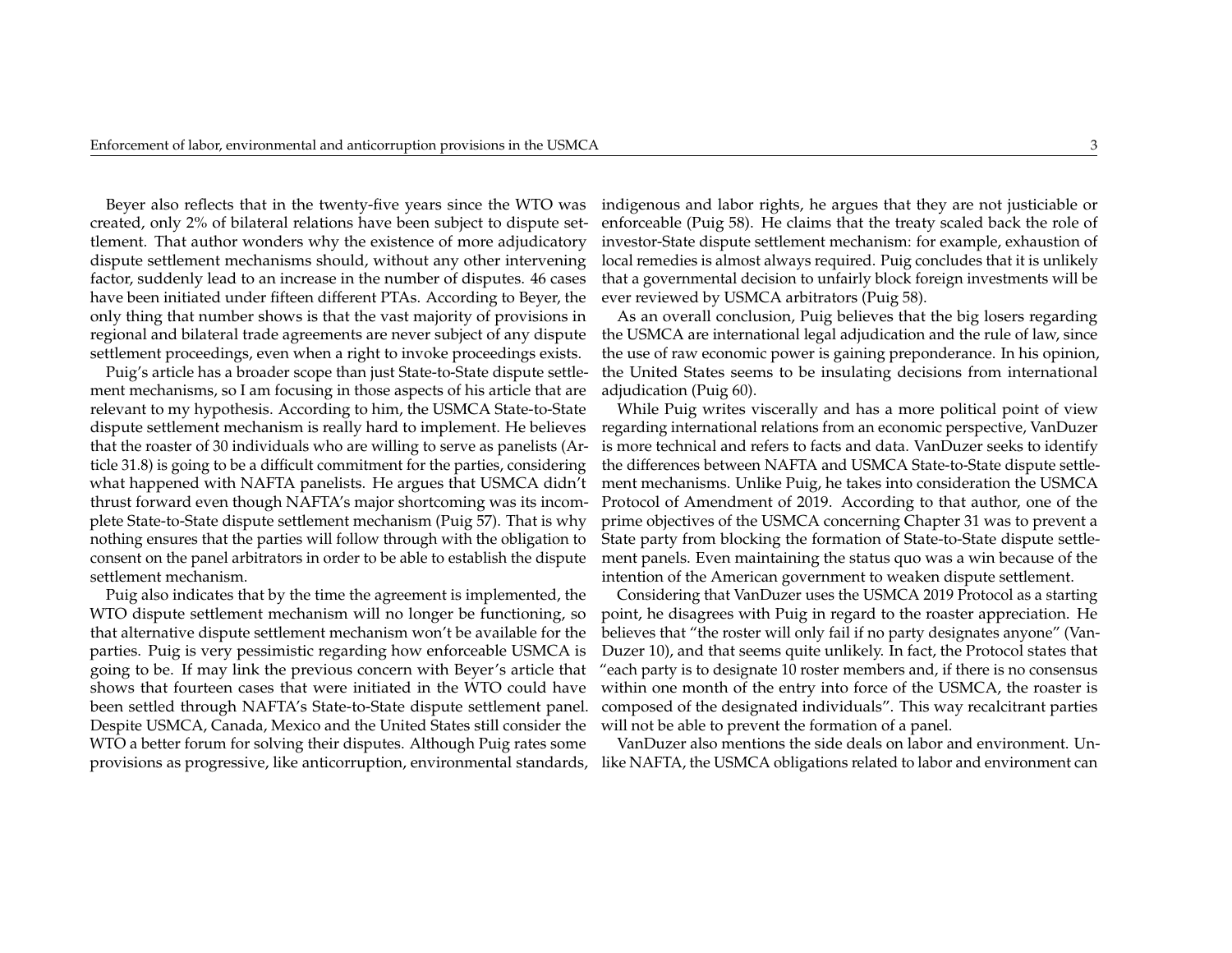Beyer also reflects that in the twenty-five years since the WTO was created, only 2% of bilateral relations have been subject to dispute settlement. That author wonders why the existence of more adjudicatory dispute settlement mechanisms should, without any other intervening factor, suddenly lead to an increase in the number of disputes. 46 cases have been initiated under fifteen different PTAs. According to Beyer, the only thing that number shows is that the vast majority of provisions in regional and bilateral trade agreements are never subject of any dispute settlement proceedings, even when a right to invoke proceedings exists.

Puig's article has a broader scope than just State-to-State dispute settlement mechanisms, so I am focusing in those aspects of his article that are relevant to my hypothesis. According to him, the USMCA State-to-State dispute settlement mechanism is really hard to implement. He believes that the roaster of 30 individuals who are willing to serve as panelists (Article 31.8) is going to be a difficult commitment for the parties, considering what happened with NAFTA panelists. He argues that USMCA didn't thrust forward even though NAFTA's major shortcoming was its incomplete State-to-State dispute settlement mechanism (Puig 57). That is why nothing ensures that the parties will follow through with the obligation to consent on the panel arbitrators in order to be able to establish the dispute settlement mechanism.

Puig also indicates that by the time the agreement is implemented, the WTO dispute settlement mechanism will no longer be functioning, so that alternative dispute settlement mechanism won't be available for the parties. Puig is very pessimistic regarding how enforceable USMCA is going to be. If may link the previous concern with Beyer's article that shows that fourteen cases that were initiated in the WTO could have been settled through NAFTA's State-to-State dispute settlement panel. Despite USMCA, Canada, Mexico and the United States still consider the WTO a better forum for solving their disputes. Although Puig rates some provisions as progressive, like anticorruption, environmental standards, indigenous and labor rights, he argues that they are not justiciable or enforceable (Puig 58). He claims that the treaty scaled back the role of investor-State dispute settlement mechanism: for example, exhaustion of local remedies is almost always required. Puig concludes that it is unlikely that a governmental decision to unfairly block foreign investments will be ever reviewed by USMCA arbitrators (Puig 58).

As an overall conclusion, Puig believes that the big losers regarding the USMCA are international legal adjudication and the rule of law, since the use of raw economic power is gaining preponderance. In his opinion, the United States seems to be insulating decisions from international adjudication (Puig 60).

While Puig writes viscerally and has a more political point of view regarding international relations from an economic perspective, VanDuzer is more technical and refers to facts and data. VanDuzer seeks to identify the differences between NAFTA and USMCA State-to-State dispute settlement mechanisms. Unlike Puig, he takes into consideration the USMCA Protocol of Amendment of 2019. According to that author, one of the prime objectives of the USMCA concerning Chapter 31 was to prevent a State party from blocking the formation of State-to-State dispute settlement panels. Even maintaining the status quo was a win because of the intention of the American government to weaken dispute settlement.

Considering that VanDuzer uses the USMCA 2019 Protocol as a starting point, he disagrees with Puig in regard to the roaster appreciation. He believes that "the roster will only fail if no party designates anyone" (VanDuzer 10), and that seems quite unlikely. In fact, the Protocol states that "each party is to designate 10 roster members and, if there is no consensus within one month of the entry into force of the USMCA, the roaster is composed of the designated individuals". This way recalcitrant parties will not be able to prevent the formation of a panel.

VanDuzer also mentions the side deals on labor and environment. Unlike NAFTA, the USMCA obligations related to labor and environment can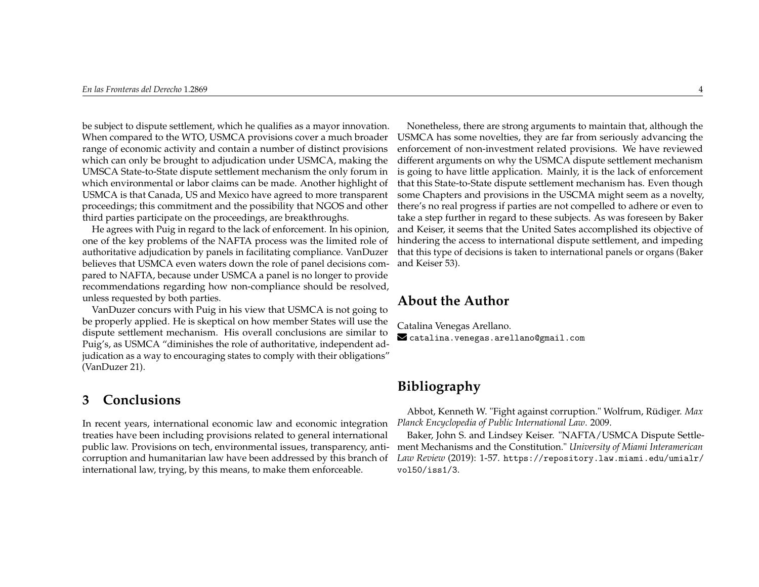be subject to dispute settlement, which he qualifies as a mayor innovation. When compared to the WTO, USMCA provisions cover a much broader range of economic activity and contain a number of distinct provisions which can only be brought to adjudication under USMCA, making the UMSCA State-to-State dispute settlement mechanism the only forum in which environmental or labor claims can be made. Another highlight of USMCA is that Canada, US and Mexico have agreed to more transparent proceedings; this commitment and the possibility that NGOS and other third parties participate on the proceedings, are breakthroughs.

He agrees with Puig in regard to the lack of enforcement. In his opinion, one of the key problems of the NAFTA process was the limited role of authoritative adjudication by panels in facilitating compliance. VanDuzer believes that USMCA even waters down the role of panel decisions compared to NAFTA, because under USMCA a panel is no longer to provide recommendations regarding how non-compliance should be resolved, unless requested by both parties.

VanDuzer concurs with Puig in his view that USMCA is not going to be properly applied. He is skeptical on how member States will use the dispute settlement mechanism. His overall conclusions are similar to Puig's, as USMCA "diminishes the role of authoritative, independent adjudication as a way to encouraging states to comply with their obligations" (VanDuzer 21).

## 3 Conclusions

In recent years, international economic law and economic integration treaties have been including provisions related to general international public law. Provisions on tech, environmental issues, transparency, anti-corruption and humanitarian law have been addressed by this branch of international law, trying, by this means, to make them enforceable.

Nonetheless, there are strong arguments to maintain that, although the USMCA has some novelties, they are far from seriously advancing the enforcement of non-investment related provisions. We have reviewed different arguments on why the USMCA dispute settlement mechanism is going to have little application. Mainly, it is the lack of enforcement that this State-to-State dispute settlement mechanism has. Even though some Chapters and provisions in the USCMA might seem as a novelty, there's no real progress if parties are not compelled to adhere or even to take a step further in regard to these subjects. As was foreseen by Baker and Keiser, it seems that the United Sates accomplished its objective of hindering the access to international dispute settlement, and impeding that this type of decisions is taken to international panels or organs (Baker and Keiser 53).

## About the Author

Catalina Venegas Arellano.
catalina.venegas.arellano@gmail.com

## Bibliography

Abbot, Kenneth W. "Fight against corruption." Wolfrum, Rüdiger. *Max Planck Encyclopedia of Public International Law*. 2009.

Baker, John S. and Lindsey Keiser. "NAFTA/USMCA Dispute Settlement Mechanisms and the Constitution." *University of Miami Interamerican Law Review* (2019): 1-57. https://repository.law.miami.edu/umialr/vol50/iss1/3.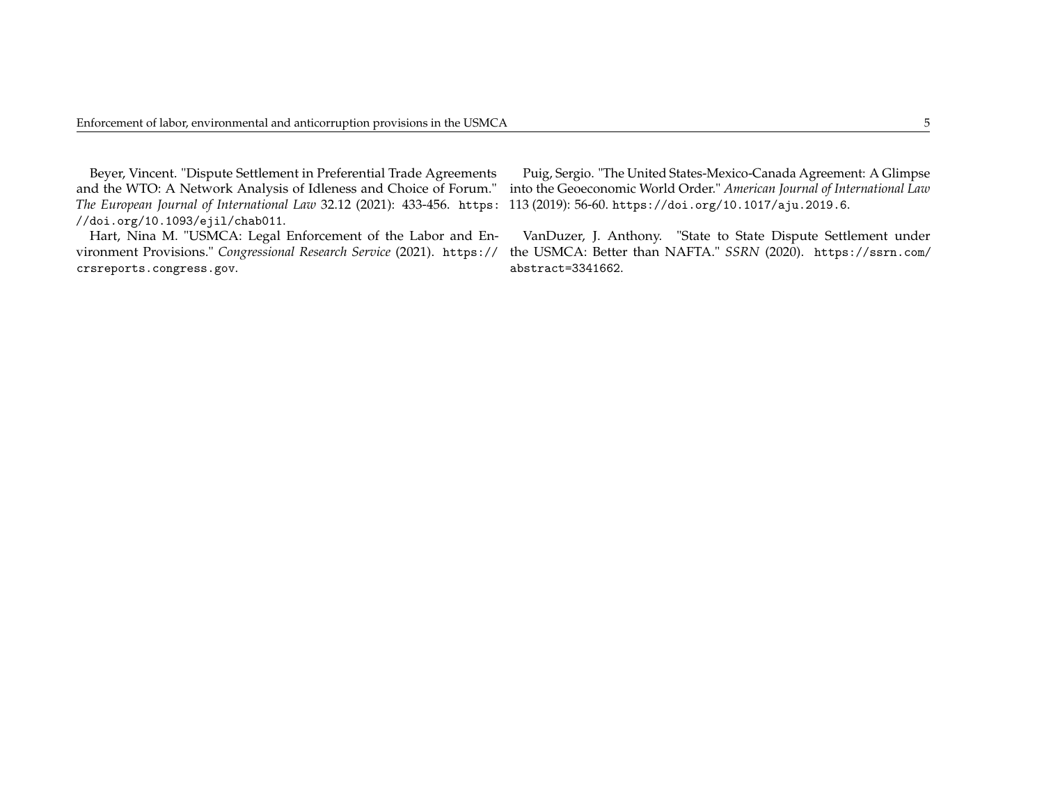Beyer, Vincent. "Dispute Settlement in Preferential Trade Agreements and the WTO: A Network Analysis of Idleness and Choice of Forum." *The European Journal of International Law* 32.12 (2021): 433-456. https://doi.org/10.1093/ejil/chab011.

Hart, Nina M. "USMCA: Legal Enforcement of the Labor and Environment Provisions." *Congressional Research Service* (2021). https://crsreports.congress.gov.

Puig, Sergio. "The United States-Mexico-Canada Agreement: A Glimpse into the Geoeconomic World Order." *American Journal of International Law* 113 (2019): 56-60. https://doi.org/10.1017/aju.2019.6.

VanDuzer, J. Anthony. "State to State Dispute Settlement under the USMCA: Better than NAFTA." *SSRN* (2020). https://ssrn.com/abstract=3341662.